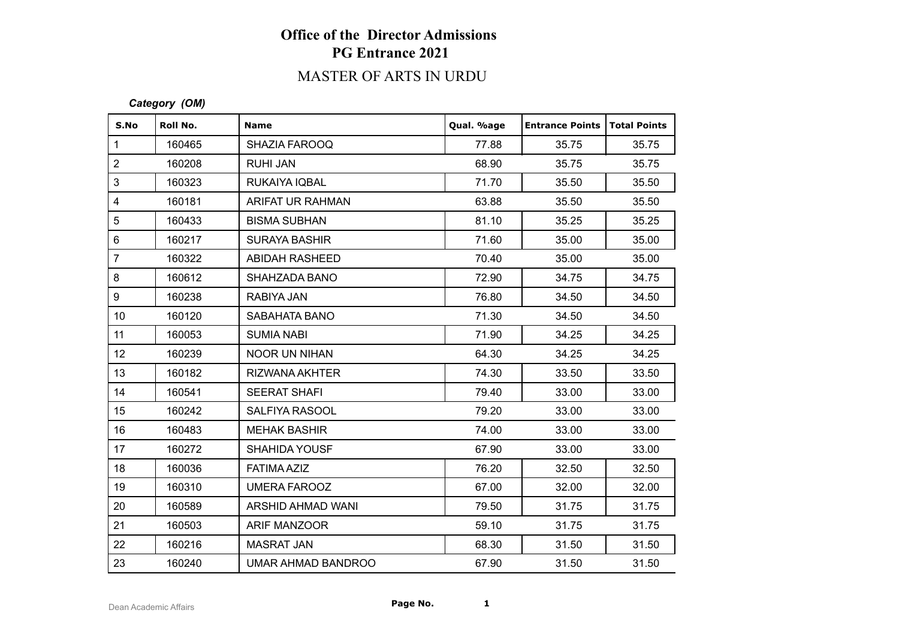# Office of the Director Admissions
## PG Entrance 2021

## MASTER OF ARTS IN URDU

***Category (OM)***

| S.No | Roll No. | Name | Qual. %age | Entrance Points | Total Points |
|---|---|---|---|---|---|
| 1 | 160465 | SHAZIA FAROOQ | 77.88 | 35.75 | 35.75 |
| 2 | 160208 | RUHI JAN | 68.90 | 35.75 | 35.75 |
| 3 | 160323 | RUKAIYA IQBAL | 71.70 | 35.50 | 35.50 |
| 4 | 160181 | ARIFAT UR RAHMAN | 63.88 | 35.50 | 35.50 |
| 5 | 160433 | BISMA SUBHAN | 81.10 | 35.25 | 35.25 |
| 6 | 160217 | SURAYA BASHIR | 71.60 | 35.00 | 35.00 |
| 7 | 160322 | ABIDAH RASHEED | 70.40 | 35.00 | 35.00 |
| 8 | 160612 | SHAHZADA BANO | 72.90 | 34.75 | 34.75 |
| 9 | 160238 | RABIYA JAN | 76.80 | 34.50 | 34.50 |
| 10 | 160120 | SABAHATA BANO | 71.30 | 34.50 | 34.50 |
| 11 | 160053 | SUMIA NABI | 71.90 | 34.25 | 34.25 |
| 12 | 160239 | NOOR UN NIHAN | 64.30 | 34.25 | 34.25 |
| 13 | 160182 | RIZWANA AKHTER | 74.30 | 33.50 | 33.50 |
| 14 | 160541 | SEERAT SHAFI | 79.40 | 33.00 | 33.00 |
| 15 | 160242 | SALFIYA RASOOL | 79.20 | 33.00 | 33.00 |
| 16 | 160483 | MEHAK BASHIR | 74.00 | 33.00 | 33.00 |
| 17 | 160272 | SHAHIDA YOUSF | 67.90 | 33.00 | 33.00 |
| 18 | 160036 | FATIMA AZIZ | 76.20 | 32.50 | 32.50 |
| 19 | 160310 | UMERA FAROOZ | 67.00 | 32.00 | 32.00 |
| 20 | 160589 | ARSHID AHMAD WANI | 79.50 | 31.75 | 31.75 |
| 21 | 160503 | ARIF MANZOOR | 59.10 | 31.75 | 31.75 |
| 22 | 160216 | MASRAT JAN | 68.30 | 31.50 | 31.50 |
| 23 | 160240 | UMAR AHMAD BANDROO | 67.90 | 31.50 | 31.50 |

Dean Academic Affairs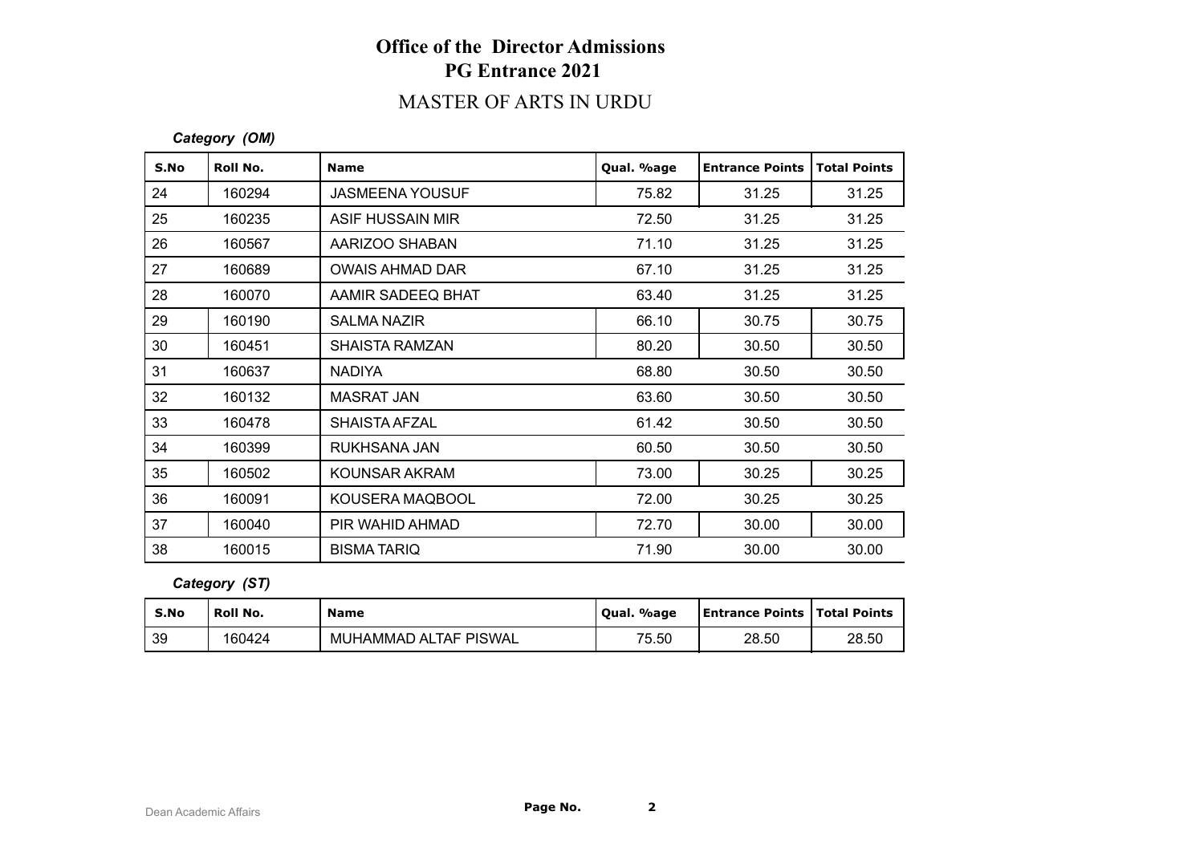# Office of the Director Admissions
## PG Entrance 2021
## MASTER OF ARTS IN URDU

*Category (OM)*

| S.No | Roll No. | Name | Qual. %age | Entrance Points | Total Points |
|---|---|---|---|---|---|
| 24 | 160294 | JASMEENA YOUSUF | 75.82 | 31.25 | 31.25 |
| 25 | 160235 | ASIF HUSSAIN MIR | 72.50 | 31.25 | 31.25 |
| 26 | 160567 | AARIZOO SHABAN | 71.10 | 31.25 | 31.25 |
| 27 | 160689 | OWAIS AHMAD DAR | 67.10 | 31.25 | 31.25 |
| 28 | 160070 | AAMIR SADEEQ BHAT | 63.40 | 31.25 | 31.25 |
| 29 | 160190 | SALMA NAZIR | 66.10 | 30.75 | 30.75 |
| 30 | 160451 | SHAISTA RAMZAN | 80.20 | 30.50 | 30.50 |
| 31 | 160637 | NADIYA | 68.80 | 30.50 | 30.50 |
| 32 | 160132 | MASRAT JAN | 63.60 | 30.50 | 30.50 |
| 33 | 160478 | SHAISTA AFZAL | 61.42 | 30.50 | 30.50 |
| 34 | 160399 | RUKHSANA JAN | 60.50 | 30.50 | 30.50 |
| 35 | 160502 | KOUNSAR AKRAM | 73.00 | 30.25 | 30.25 |
| 36 | 160091 | KOUSERA MAQBOOL | 72.00 | 30.25 | 30.25 |
| 37 | 160040 | PIR WAHID AHMAD | 72.70 | 30.00 | 30.00 |
| 38 | 160015 | BISMA TARIQ | 71.90 | 30.00 | 30.00 |

*Category (ST)*

| S.No | Roll No. | Name | Qual. %age | Entrance Points | Total Points |
|---|---|---|---|---|---|
| 39 | 160424 | MUHAMMAD ALTAF PISWAL | 75.50 | 28.50 | 28.50 |

Dean Academic Affairs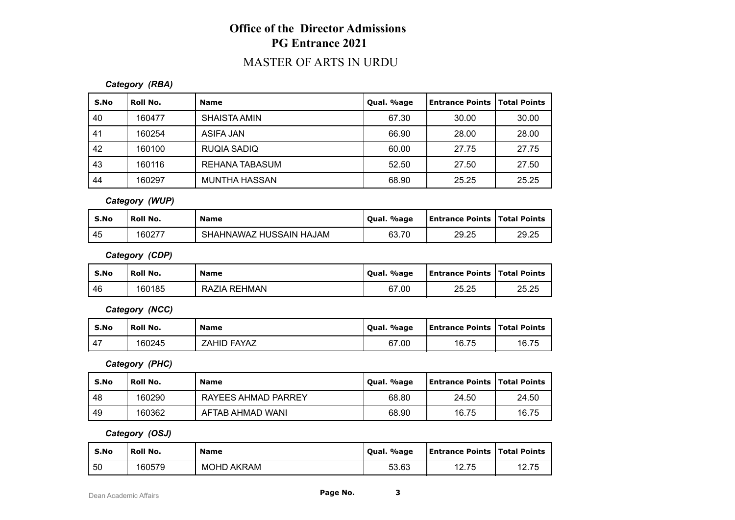# Office of the Director Admissions
## PG Entrance 2021
### MASTER OF ARTS IN URDU

***Category (RBA)***

| S.No | Roll No. | Name | Qual. %age | Entrance Points | Total Points |
|---|---|---|---|---|---|
| 40 | 160477 | SHAISTA AMIN | 67.30 | 30.00 | 30.00 |
| 41 | 160254 | ASIFA JAN | 66.90 | 28.00 | 28.00 |
| 42 | 160100 | RUQIA SADIQ | 60.00 | 27.75 | 27.75 |
| 43 | 160116 | REHANA TABASUM | 52.50 | 27.50 | 27.50 |
| 44 | 160297 | MUNTHA HASSAN | 68.90 | 25.25 | 25.25 |

***Category (WUP)***

| S.No | Roll No. | Name | Qual. %age | Entrance Points | Total Points |
|---|---|---|---|---|---|
| 45 | 160277 | SHAHNAWAZ HUSSAIN HAJAM | 63.70 | 29.25 | 29.25 |

***Category (CDP)***

| S.No | Roll No. | Name | Qual. %age | Entrance Points | Total Points |
|---|---|---|---|---|---|
| 46 | 160185 | RAZIA REHMAN | 67.00 | 25.25 | 25.25 |

***Category (NCC)***

| S.No | Roll No. | Name | Qual. %age | Entrance Points | Total Points |
|---|---|---|---|---|---|
| 47 | 160245 | ZAHID FAYAZ | 67.00 | 16.75 | 16.75 |

***Category (PHC)***

| S.No | Roll No. | Name | Qual. %age | Entrance Points | Total Points |
|---|---|---|---|---|---|
| 48 | 160290 | RAYEES AHMAD PARREY | 68.80 | 24.50 | 24.50 |
| 49 | 160362 | AFTAB AHMAD WANI | 68.90 | 16.75 | 16.75 |

***Category (OSJ)***

| S.No | Roll No. | Name | Qual. %age | Entrance Points | Total Points |
|---|---|---|---|---|---|
| 50 | 160579 | MOHD AKRAM | 53.63 | 12.75 | 12.75 |

Dean Academic Affairs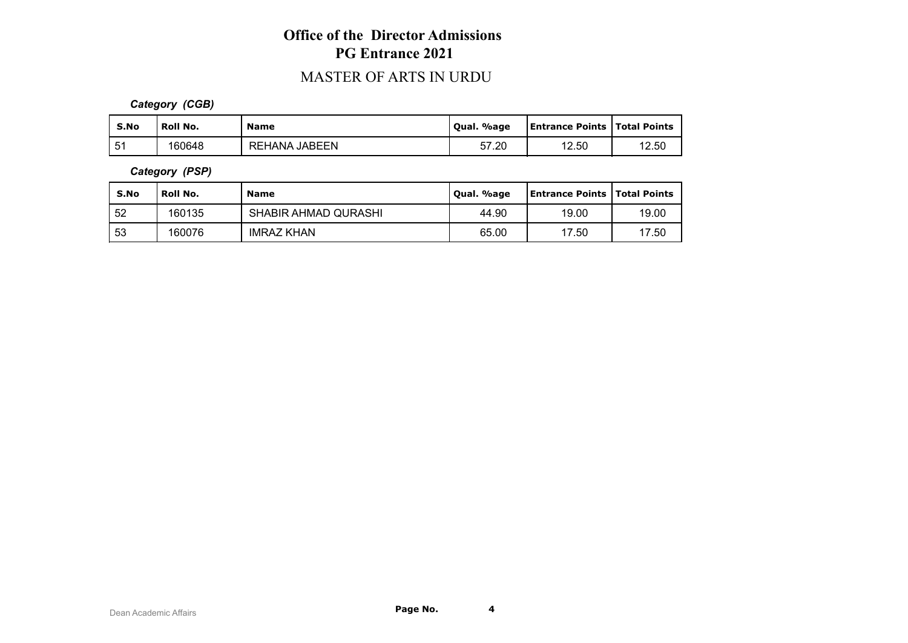# Office of the Director Admissions
# PG Entrance 2021

## MASTER OF ARTS IN URDU

***Category (CGB)***

| S.No | Roll No. | Name | Qual. %age | Entrance Points | Total Points |
|---|---|---|---|---|---|
| 51 | 160648 | REHANA JABEEN | 57.20 | 12.50 | 12.50 |

***Category (PSP)***

| S.No | Roll No. | Name | Qual. %age | Entrance Points | Total Points |
|---|---|---|---|---|---|
| 52 | 160135 | SHABIR AHMAD QURASHI | 44.90 | 19.00 | 19.00 |
| 53 | 160076 | IMRAZ KHAN | 65.00 | 17.50 | 17.50 |

Dean Academic Affairs